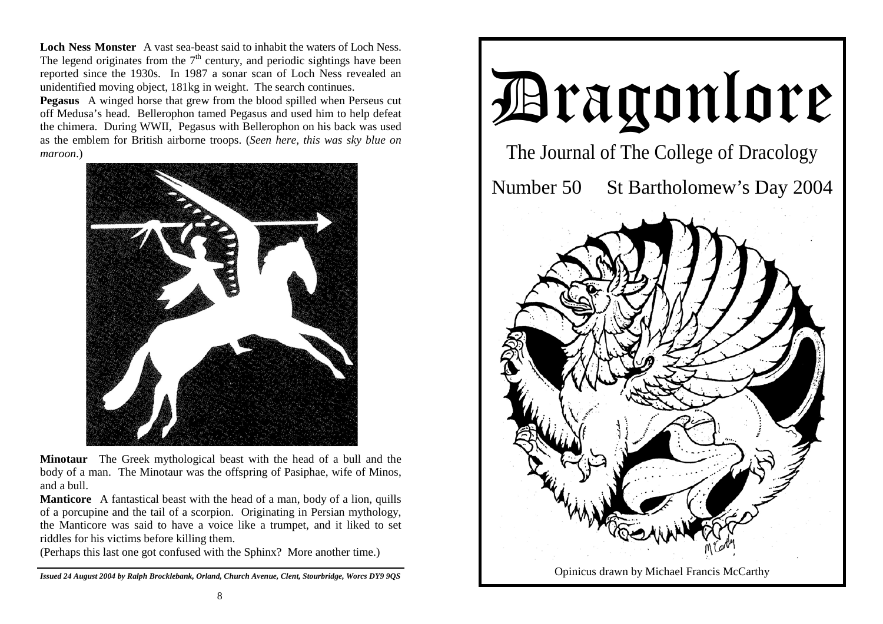**Loch Ness Monster** A vast sea-beast said to inhabit the waters of Loch Ness. The legend originates from the 7th century, and periodic sightings have been reported since the 1930s. In 1987 a sonar scan of Loch Ness revealed an unidentified moving object, 181kg in weight. The search continues.

**Pegasus** A winged horse that grew from the blood spilled when Perseus cut off Medusa's head. Bellerophon tamed Pegasus and used him to help defeat the chimera. During WWII, Pegasus with Bellerophon on his back was used as the emblem for British airborne troops. (*Seen here, this was sky blue on maroon.*)

**Minotaur** The Greek mythological beast with the head of a bull and the body of a man. The Minotaur was the offspring of Pasiphae, wife of Minos, and a bull.

**Manticore** A fantastical beast with the head of a man, body of a lion, quills of a porcupine and the tail of a scorpion. Originating in Persian mythology, the Manticore was said to have a voice like a trumpet, and it liked to set riddles for his victims before killing them.

(Perhaps this last one got confused with the Sphinx? More another time.)

***Issued 24 August 2004 by Ralph Brocklebank, Orland, Church Avenue, Clent, Stourbridge, Worcs DY9 9QS***

# Dragonlore

## The Journal of The College of Dracology

Number 50 St Bartholomew's Day 2004

Opinicus drawn by Michael Francis McCarthy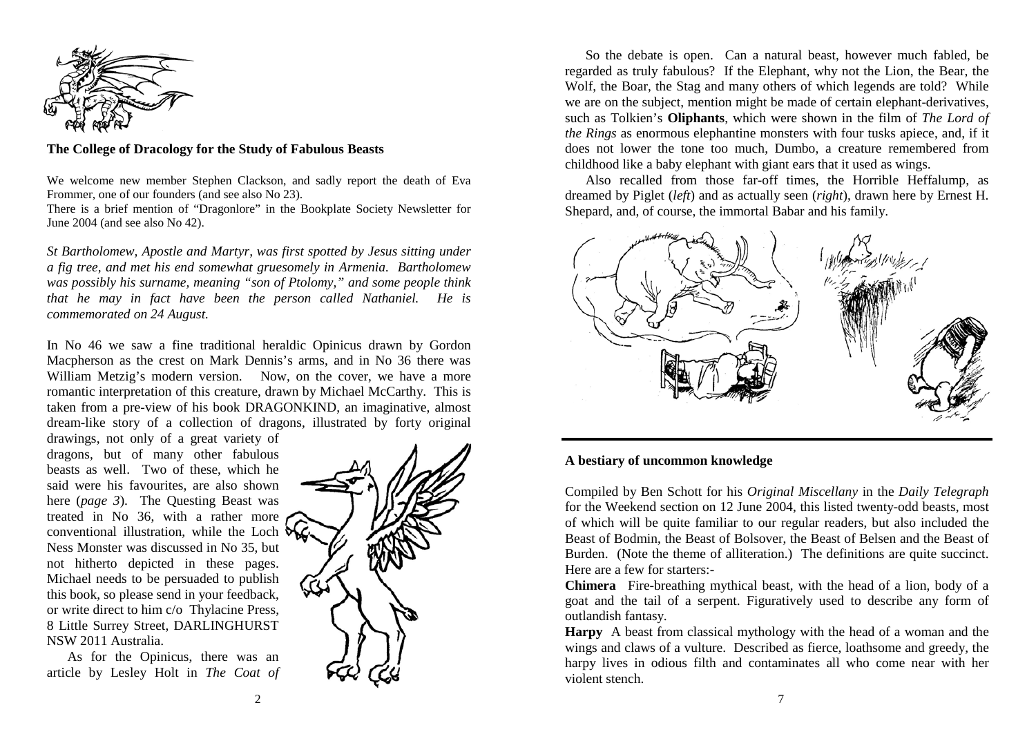**The College of Dracology for the Study of Fabulous Beasts**

We welcome new member Stephen Clackson, and sadly report the death of Eva Frommer, one of our founders (and see also No 23).
There is a brief mention of "Dragonlore" in the Bookplate Society Newsletter for June 2004 (and see also No 42).

*St Bartholomew, Apostle and Martyr, was first spotted by Jesus sitting under a fig tree, and met his end somewhat gruesomely in Armenia. Bartholomew was possibly his surname, meaning "son of Ptolomy," and some people think that he may in fact have been the person called Nathaniel. He is commemorated on 24 August.*

In No 46 we saw a fine traditional heraldic Opinicus drawn by Gordon Macpherson as the crest on Mark Dennis's arms, and in No 36 there was William Metzig's modern version. Now, on the cover, we have a more romantic interpretation of this creature, drawn by Michael McCarthy. This is taken from a pre-view of his book DRAGONKIND, an imaginative, almost dream-like story of a collection of dragons, illustrated by forty original drawings, not only of a great variety of dragons, but of many other fabulous beasts as well. Two of these, which he said were his favourites, are also shown here (*page 3*). The Questing Beast was treated in No 36, with a rather more conventional illustration, while the Loch Ness Monster was discussed in No 35, but not hitherto depicted in these pages. Michael needs to be persuaded to publish this book, so please send in your feedback, or write direct to him c/o Thylacine Press, 8 Little Surrey Street, DARLINGHURST NSW 2011 Australia.

As for the Opinicus, there was an article by Lesley Holt in *The Coat of*

So the debate is open. Can a natural beast, however much fabled, be regarded as truly fabulous? If the Elephant, why not the Lion, the Bear, the Wolf, the Boar, the Stag and many others of which legends are told? While we are on the subject, mention might be made of certain elephant-derivatives, such as Tolkien's **Oliphants**, which were shown in the film of *The Lord of the Rings* as enormous elephantine monsters with four tusks apiece, and, if it does not lower the tone too much, Dumbo, a creature remembered from childhood like a baby elephant with giant ears that it used as wings.

Also recalled from those far-off times, the Horrible Heffalump, as dreamed by Piglet (*left*) and as actually seen (*right*), drawn here by Ernest H. Shepard, and, of course, the immortal Babar and his family.

---

**A bestiary of uncommon knowledge**

Compiled by Ben Schott for his *Original Miscellany* in the *Daily Telegraph* for the Weekend section on 12 June 2004, this listed twenty-odd beasts, most of which will be quite familiar to our regular readers, but also included the Beast of Bodmin, the Beast of Bolsover, the Beast of Belsen and the Beast of Burden. (Note the theme of alliteration.) The definitions are quite succinct. Here are a few for starters:-

**Chimera** Fire-breathing mythical beast, with the head of a lion, body of a goat and the tail of a serpent. Figuratively used to describe any form of outlandish fantasy.

**Harpy** A beast from classical mythology with the head of a woman and the wings and claws of a vulture. Described as fierce, loathsome and greedy, the harpy lives in odious filth and contaminates all who come near with her violent stench.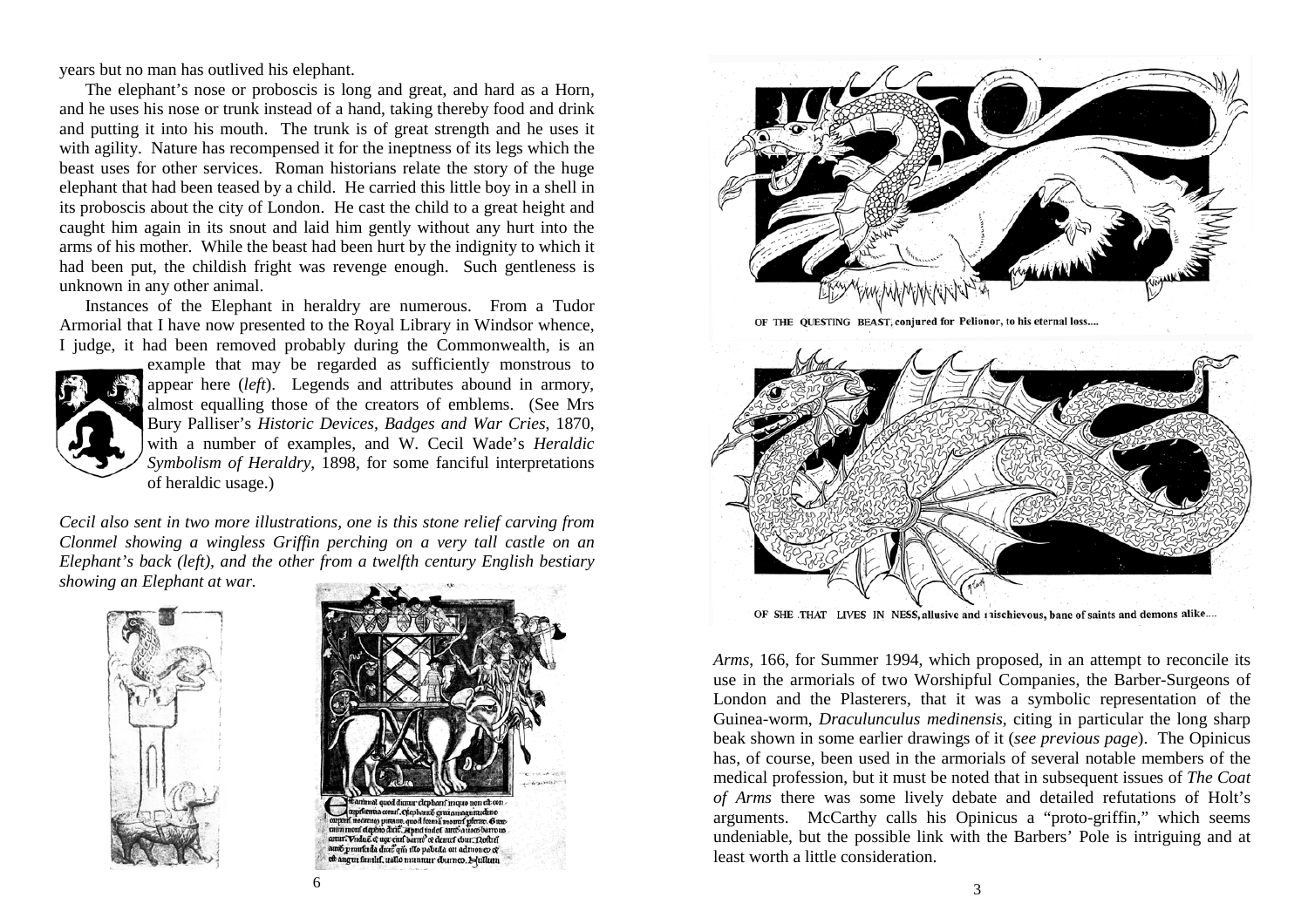years but no man has outlived his elephant.

The elephant's nose or proboscis is long and great, and hard as a Horn, and he uses his nose or trunk instead of a hand, taking thereby food and drink and putting it into his mouth. The trunk is of great strength and he uses it with agility. Nature has recompensed it for the ineptness of its legs which the beast uses for other services. Roman historians relate the story of the huge elephant that had been teased by a child. He carried this little boy in a shell in its proboscis about the city of London. He cast the child to a great height and caught him again in its snout and laid him gently without any hurt into the arms of his mother. While the beast had been hurt by the indignity to which it had been put, the childish fright was revenge enough. Such gentleness is unknown in any other animal.

Instances of the Elephant in heraldry are numerous. From a Tudor Armorial that I have now presented to the Royal Library in Windsor whence, I judge, it had been removed probably during the Commonwealth, is an example that may be regarded as sufficiently monstrous to appear here (*left*). Legends and attributes abound in armory, almost equalling those of the creators of emblems. (See Mrs Bury Palliser's *Historic Devices, Badges and War Cries*, 1870, with a number of examples, and W. Cecil Wade's *Heraldic Symbolism of Heraldry*, 1898, for some fanciful interpretations of heraldic usage.)

*Cecil also sent in two more illustrations, one is this stone relief carving from Clonmel showing a wingless Griffin perching on a very tall castle on an Elephant's back (left), and the other from a twelfth century English bestiary showing an Elephant at war.*

OF THE QUESTING BEAST, conjured for Pelionor, to his eternal loss....

OF SHE THAT LIVES IN NESS, allusive and mischievous, bane of saints and demons alike....

*Arms*, 166, for Summer 1994, which proposed, in an attempt to reconcile its use in the armorials of two Worshipful Companies, the Barber-Surgeons of London and the Plasterers, that it was a symbolic representation of the Guinea-worm, *Draculunculus medinensis*, citing in particular the long sharp beak shown in some earlier drawings of it (*see previous page*). The Opinicus has, of course, been used in the armorials of several notable members of the medical profession, but it must be noted that in subsequent issues of *The Coat of Arms* there was some lively debate and detailed refutations of Holt's arguments. McCarthy calls his Opinicus a "proto-griffin," which seems undeniable, but the possible link with the Barbers' Pole is intriguing and at least worth a little consideration.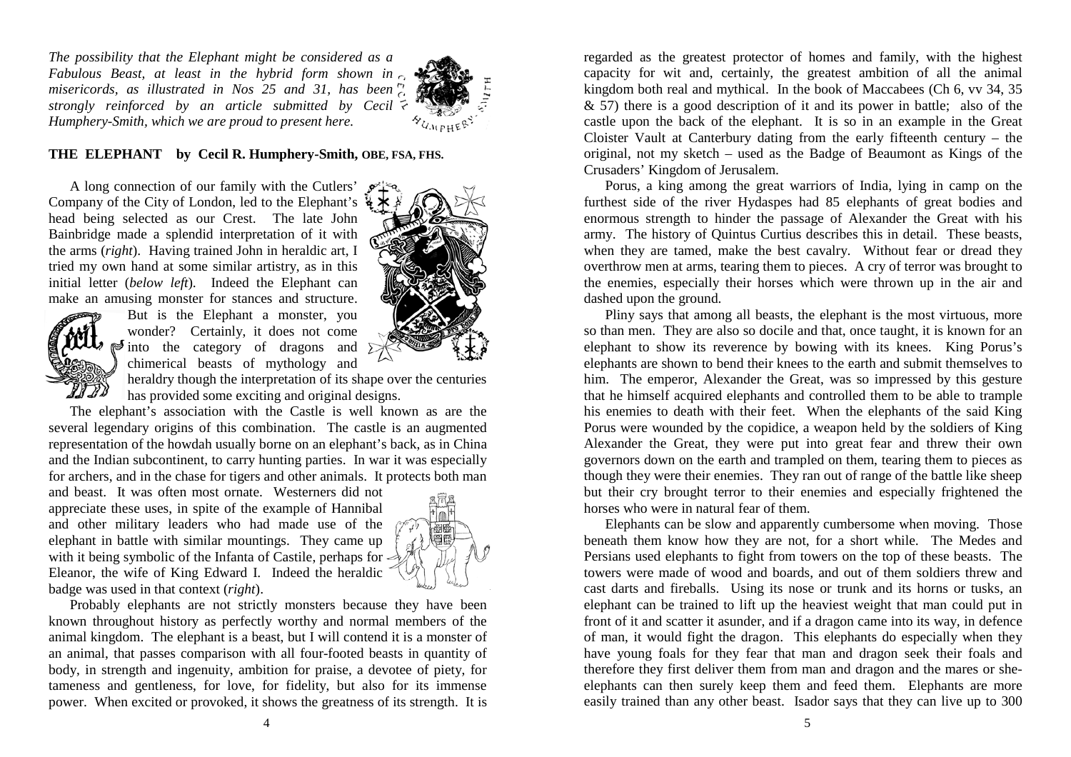*The possibility that the Elephant might be considered as a Fabulous Beast, at least in the hybrid form shown in misericords, as illustrated in Nos 25 and 31, has been strongly reinforced by an article submitted by Cecil Humphery-Smith, which we are proud to present here.*

**THE ELEPHANT by Cecil R. Humphery-Smith, OBE, FSA, FHS.**

A long connection of our family with the Cutlers' Company of the City of London, led to the Elephant's head being selected as our Crest. The late John Bainbridge made a splendid interpretation of it with the arms (*right*). Having trained John in heraldic art, I tried my own hand at some similar artistry, as in this initial letter (*below left*). Indeed the Elephant can make an amusing monster for stances and structure. But is the Elephant a monster, you wonder? Certainly, it does not come into the category of dragons and chimerical beasts of mythology and heraldry though the interpretation of its shape over the centuries has provided some exciting and original designs.

The elephant's association with the Castle is well known as are the several legendary origins of this combination. The castle is an augmented representation of the howdah usually borne on an elephant's back, as in China and the Indian subcontinent, to carry hunting parties. In war it was especially for archers, and in the chase for tigers and other animals. It protects both man and beast. It was often most ornate. Westerners did not appreciate these uses, in spite of the example of Hannibal and other military leaders who had made use of the elephant in battle with similar mountings. They came up with it being symbolic of the Infanta of Castile, perhaps for Eleanor, the wife of King Edward I. Indeed the heraldic badge was used in that context (*right*).

Probably elephants are not strictly monsters because they have been known throughout history as perfectly worthy and normal members of the animal kingdom. The elephant is a beast, but I will contend it is a monster of an animal, that passes comparison with all four-footed beasts in quantity of body, in strength and ingenuity, ambition for praise, a devotee of piety, for tameness and gentleness, for love, for fidelity, but also for its immense power. When excited or provoked, it shows the greatness of its strength. It is regarded as the greatest protector of homes and family, with the highest capacity for wit and, certainly, the greatest ambition of all the animal kingdom both real and mythical. In the book of Maccabees (Ch 6, vv 34, 35 & 57) there is a good description of it and its power in battle; also of the castle upon the back of the elephant. It is so in an example in the Great Cloister Vault at Canterbury dating from the early fifteenth century – the original, not my sketch – used as the Badge of Beaumont as Kings of the Crusaders' Kingdom of Jerusalem.

Porus, a king among the great warriors of India, lying in camp on the furthest side of the river Hydaspes had 85 elephants of great bodies and enormous strength to hinder the passage of Alexander the Great with his army. The history of Quintus Curtius describes this in detail. These beasts, when they are tamed, make the best cavalry. Without fear or dread they overthrow men at arms, tearing them to pieces. A cry of terror was brought to the enemies, especially their horses which were thrown up in the air and dashed upon the ground.

Pliny says that among all beasts, the elephant is the most virtuous, more so than men. They are also so docile and that, once taught, it is known for an elephant to show its reverence by bowing with its knees. King Porus's elephants are shown to bend their knees to the earth and submit themselves to him. The emperor, Alexander the Great, was so impressed by this gesture that he himself acquired elephants and controlled them to be able to trample his enemies to death with their feet. When the elephants of the said King Porus were wounded by the copidice, a weapon held by the soldiers of King Alexander the Great, they were put into great fear and threw their own governors down on the earth and trampled on them, tearing them to pieces as though they were their enemies. They ran out of range of the battle like sheep but their cry brought terror to their enemies and especially frightened the horses who were in natural fear of them.

Elephants can be slow and apparently cumbersome when moving. Those beneath them know how they are not, for a short while. The Medes and Persians used elephants to fight from towers on the top of these beasts. The towers were made of wood and boards, and out of them soldiers threw and cast darts and fireballs. Using its nose or trunk and its horns or tusks, an elephant can be trained to lift up the heaviest weight that man could put in front of it and scatter it asunder, and if a dragon came into its way, in defence of man, it would fight the dragon. This elephants do especially when they have young foals for they fear that man and dragon seek their foals and therefore they first deliver them from man and dragon and the mares or she-elephants can then surely keep them and feed them. Elephants are more easily trained than any other beast. Isador says that they can live up to 300